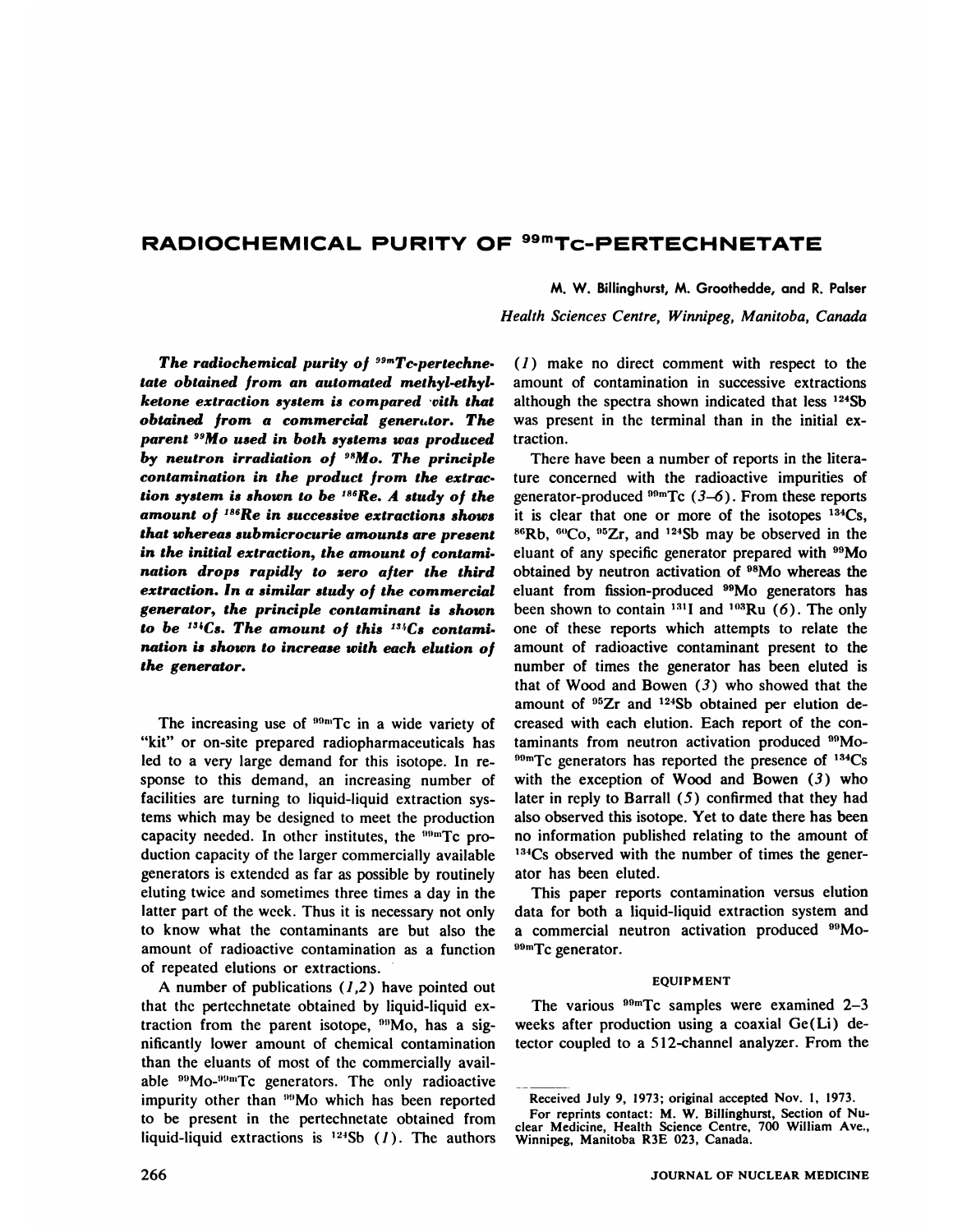# RADIOCHEMICAL PURITY OF $^{99m}$Tc-PERTECHNETATE

M. W. Billinghurst, M. Groothedde, and R. Palser

*Health Sciences Centre, Winnipeg, Manitoba, Canada*

***The radiochemical purity of $^{99m}$Tc-pertechnetate obtained from an automated methyl-ethyl-ketone extraction system is compared with that obtained from a commercial generator. The parent $^{99}$Mo used in both systems was produced by neutron irradiation of $^{98}$Mo. The principle contamination in the product from the extraction system is shown to be $^{186}$Re. A study of the amount of $^{186}$Re in successive extractions shows that whereas submicrocurie amounts are present in the initial extraction, the amount of contamination drops rapidly to zero after the third extraction. In a similar study of the commercial generator, the principle contaminant is shown to be $^{134}$Cs. The amount of this $^{134}$Cs contamination is shown to increase with each elution of the generator.***

The increasing use of $^{99m}$Tc in a wide variety of "kit" or on-site prepared radiopharmaceuticals has led to a very large demand for this isotope. In response to this demand, an increasing number of facilities are turning to liquid-liquid extraction systems which may be designed to meet the production capacity needed. In other institutes, the $^{99m}$Tc production capacity of the larger commercially available generators is extended as far as possible by routinely eluting twice and sometimes three times a day in the latter part of the week. Thus it is necessary not only to know what the contaminants are but also the amount of radioactive contamination as a function of repeated elutions or extractions.

A number of publications (*1,2*) have pointed out that the pertechnetate obtained by liquid-liquid extraction from the parent isotope, $^{99}$Mo, has a significantly lower amount of chemical contamination than the eluants of most of the commercially available $^{99}$Mo-$^{99m}$Tc generators. The only radioactive impurity other than $^{99}$Mo which has been reported to be present in the pertechnetate obtained from liquid-liquid extractions is $^{124}$Sb (*1*). The authors (*1*) make no direct comment with respect to the amount of contamination in successive extractions although the spectra shown indicated that less $^{124}$Sb was present in the terminal than in the initial extraction.

There have been a number of reports in the literature concerned with the radioactive impurities of generator-produced $^{99m}$Tc (*3–6*). From these reports it is clear that one or more of the isotopes $^{134}$Cs, $^{86}$Rb, $^{60}$Co, $^{95}$Zr, and $^{124}$Sb may be observed in the eluant of any specific generator prepared with $^{99}$Mo obtained by neutron activation of $^{98}$Mo whereas the eluant from fission-produced $^{99}$Mo generators has been shown to contain $^{131}$I and $^{103}$Ru (*6*). The only one of these reports which attempts to relate the amount of radioactive contaminant present to the number of times the generator has been eluted is that of Wood and Bowen (*3*) who showed that the amount of $^{95}$Zr and $^{124}$Sb obtained per elution decreased with each elution. Each report of the contaminants from neutron activation produced $^{99}$Mo-$^{99m}$Tc generators has reported the presence of $^{134}$Cs with the exception of Wood and Bowen (*3*) who later in reply to Barrall (*5*) confirmed that they had also observed this isotope. Yet to date there has been no information published relating to the amount of $^{134}$Cs observed with the number of times the generator has been eluted.

This paper reports contamination versus elution data for both a liquid-liquid extraction system and a commercial neutron activation produced $^{99}$Mo-$^{99m}$Tc generator.

## EQUIPMENT

The various $^{99m}$Tc samples were examined 2–3 weeks after production using a coaxial Ge(Li) detector coupled to a 512-channel analyzer. From the

---

Received July 9, 1973; original accepted Nov. 1, 1973.

For reprints contact: M. W. Billinghurst, Section of Nuclear Medicine, Health Science Centre, 700 William Ave., Winnipeg, Manitoba R3E 023, Canada.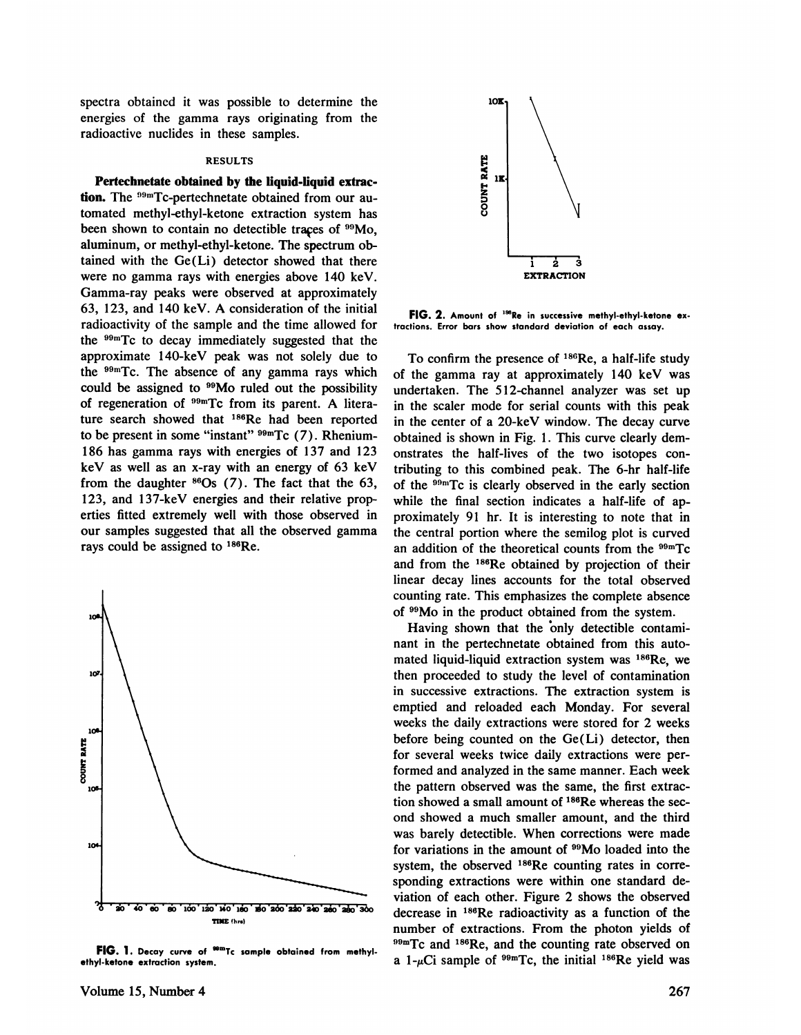spectra obtained it was possible to determine the energies of the gamma rays originating from the radioactive nuclides in these samples.

## RESULTS

**Pertechnetate obtained by the liquid-liquid extraction.** The $^{99m}$Tc-pertechnetate obtained from our automated methyl-ethyl-ketone extraction system has been shown to contain no detectible traces of $^{99}$Mo, aluminum, or methyl-ethyl-ketone. The spectrum obtained with the Ge(Li) detector showed that there were no gamma rays with energies above 140 keV. Gamma-ray peaks were observed at approximately 63, 123, and 140 keV. A consideration of the initial radioactivity of the sample and the time allowed for the $^{99m}$Tc to decay immediately suggested that the approximate 140-keV peak was not solely due to the $^{99m}$Tc. The absence of any gamma rays which could be assigned to $^{99}$Mo ruled out the possibility of regeneration of $^{99m}$Tc from its parent. A literature search showed that $^{186}$Re had been reported to be present in some "instant" $^{99m}$Tc (7). Rhenium-186 has gamma rays with energies of 137 and 123 keV as well as an x-ray with an energy of 63 keV from the daughter $^{86}$Os (7). The fact that the 63, 123, and 137-keV energies and their relative properties fitted extremely well with those observed in our samples suggested that all the observed gamma rays could be assigned to $^{186}$Re.

FIG. 1. Decay curve of $^{99m}$Tc sample obtained from methyl-ethyl-ketone extraction system.

FIG. 2. Amount of $^{186}$Re in successive methyl-ethyl-ketone extractions. Error bars show standard deviation of each assay.

To confirm the presence of $^{186}$Re, a half-life study of the gamma ray at approximately 140 keV was undertaken. The 512-channel analyzer was set up in the scaler mode for serial counts with this peak in the center of a 20-keV window. The decay curve obtained is shown in Fig. 1. This curve clearly demonstrates the half-lives of the two isotopes contributing to this combined peak. The 6-hr half-life of the $^{99m}$Tc is clearly observed in the early section while the final section indicates a half-life of approximately 91 hr. It is interesting to note that in the central portion where the semilog plot is curved an addition of the theoretical counts from the $^{99m}$Tc and from the $^{186}$Re obtained by projection of their linear decay lines accounts for the total observed counting rate. This emphasizes the complete absence of $^{99}$Mo in the product obtained from the system.

Having shown that the only detectible contaminant in the pertechnetate obtained from this automated liquid-liquid extraction system was $^{186}$Re, we then proceeded to study the level of contamination in successive extractions. The extraction system is emptied and reloaded each Monday. For several weeks the daily extractions were stored for 2 weeks before being counted on the Ge(Li) detector, then for several weeks twice daily extractions were performed and analyzed in the same manner. Each week the pattern observed was the same, the first extraction showed a small amount of $^{186}$Re whereas the second showed a much smaller amount, and the third was barely detectible. When corrections were made for variations in the amount of $^{99}$Mo loaded into the system, the observed $^{186}$Re counting rates in corresponding extractions were within one standard deviation of each other. Figure 2 shows the observed decrease in $^{186}$Re radioactivity as a function of the number of extractions. From the photon yields of $^{99m}$Tc and $^{186}$Re, and the counting rate observed on a 1-$\mu$Ci sample of $^{99m}$Tc, the initial $^{186}$Re yield was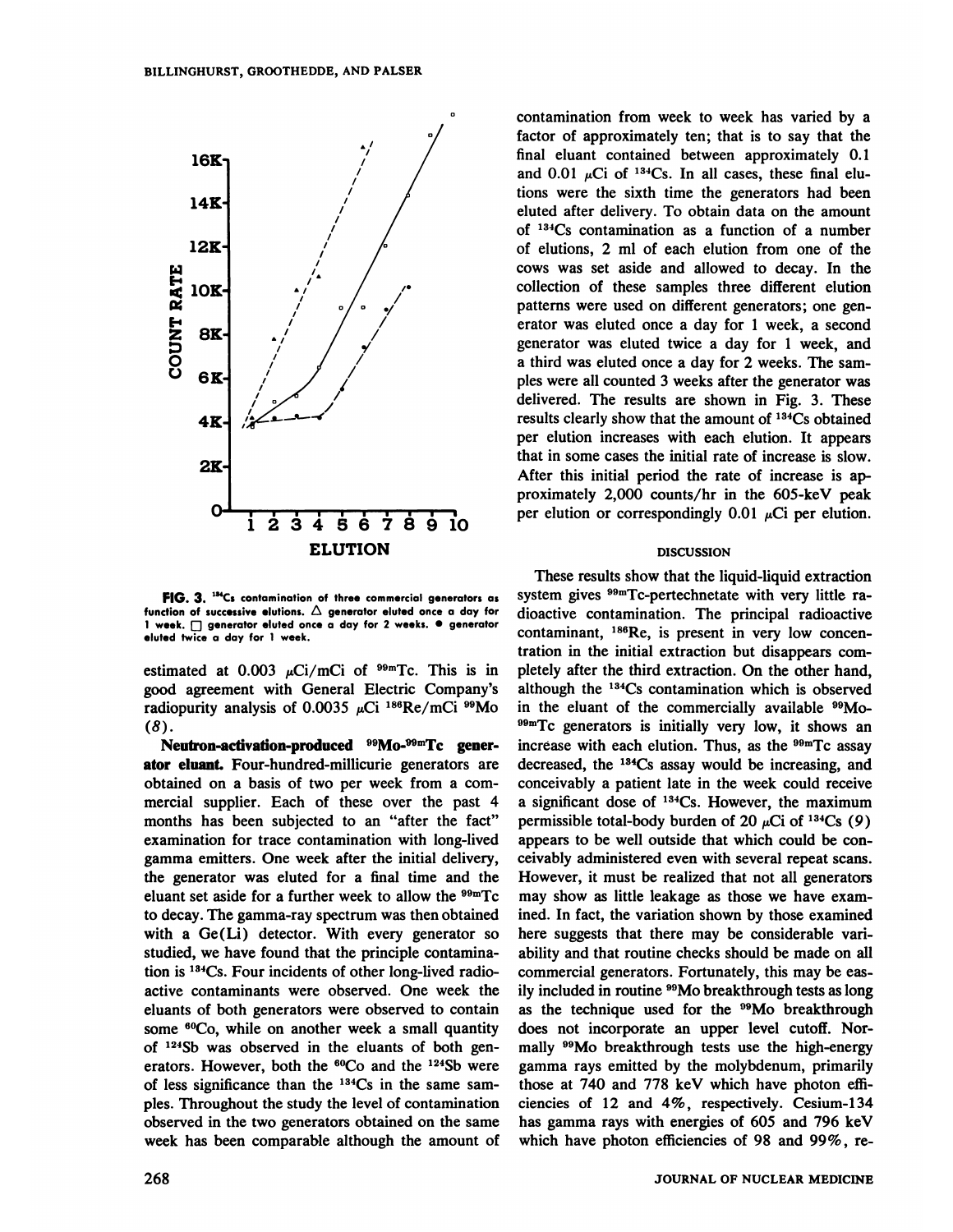FIG. 3. $^{134}Cs$ contamination of three commercial generators as function of successive elutions. △ generator eluted once a day for 1 week. □ generator eluted once a day for 2 weeks. ● generator eluted twice a day for 1 week.

estimated at 0.003 μCi/mCi of $^{99m}Tc$. This is in good agreement with General Electric Company's radiopurity analysis of 0.0035 μCi $^{186}Re$/mCi $^{99}Mo$ (*8*).

**Neutron-activation-produced $^{99}Mo$-$^{99m}Tc$ generator eluant.** Four-hundred-millicurie generators are obtained on a basis of two per week from a commercial supplier. Each of these over the past 4 months has been subjected to an "after the fact" examination for trace contamination with long-lived gamma emitters. One week after the initial delivery, the generator was eluted for a final time and the eluant set aside for a further week to allow the $^{99m}Tc$ to decay. The gamma-ray spectrum was then obtained with a Ge(Li) detector. With every generator so studied, we have found that the principle contamination is $^{134}Cs$. Four incidents of other long-lived radioactive contaminants were observed. One week the eluants of both generators were observed to contain some $^{60}Co$, while on another week a small quantity of $^{124}Sb$ was observed in the eluants of both generators. However, both the $^{60}Co$ and the $^{124}Sb$ were of less significance than the $^{134}Cs$ in the same samples. Throughout the study the level of contamination observed in the two generators obtained on the same week has been comparable although the amount of contamination from week to week has varied by a factor of approximately ten; that is to say that the final eluant contained between approximately 0.1 and 0.01 μCi of $^{134}Cs$. In all cases, these final elutions were the sixth time the generators had been eluted after delivery. To obtain data on the amount of $^{134}Cs$ contamination as a function of a number of elutions, 2 ml of each elution from one of the cows was set aside and allowed to decay. In the collection of these samples three different elution patterns were used on different generators; one generator was eluted once a day for 1 week, a second generator was eluted twice a day for 1 week, and a third was eluted once a day for 2 weeks. The samples were all counted 3 weeks after the generator was delivered. The results are shown in Fig. 3. These results clearly show that the amount of $^{134}Cs$ obtained per elution increases with each elution. It appears that in some cases the initial rate of increase is slow. After this initial period the rate of increase is approximately 2,000 counts/hr in the 605-keV peak per elution or correspondingly 0.01 μCi per elution.

## DISCUSSION

These results show that the liquid-liquid extraction system gives $^{99m}Tc$-pertechnetate with very little radioactive contamination. The principal radioactive contaminant, $^{186}Re$, is present in very low concentration in the initial extraction but disappears completely after the third extraction. On the other hand, although the $^{134}Cs$ contamination which is observed in the eluant of the commercially available $^{99}Mo$-$^{99m}Tc$ generators is initially very low, it shows an increase with each elution. Thus, as the $^{99m}Tc$ assay decreased, the $^{134}Cs$ assay would be increasing, and conceivably a patient late in the week could receive a significant dose of $^{134}Cs$. However, the maximum permissible total-body burden of 20 μCi of $^{134}Cs$ (*9*) appears to be well outside that which could be conceivably administered even with several repeat scans. However, it must be realized that not all generators may show as little leakage as those we have examined. In fact, the variation shown by those examined here suggests that there may be considerable variability and that routine checks should be made on all commercial generators. Fortunately, this may be easily included in routine $^{99}Mo$ breakthrough tests as long as the technique used for the $^{99}Mo$ breakthrough does not incorporate an upper level cutoff. Normally $^{99}Mo$ breakthrough tests use the high-energy gamma rays emitted by the molybdenum, primarily those at 740 and 778 keV which have photon efficiencies of 12 and 4%, respectively. Cesium-134 has gamma rays with energies of 605 and 796 keV which have photon efficiencies of 98 and 99%, re-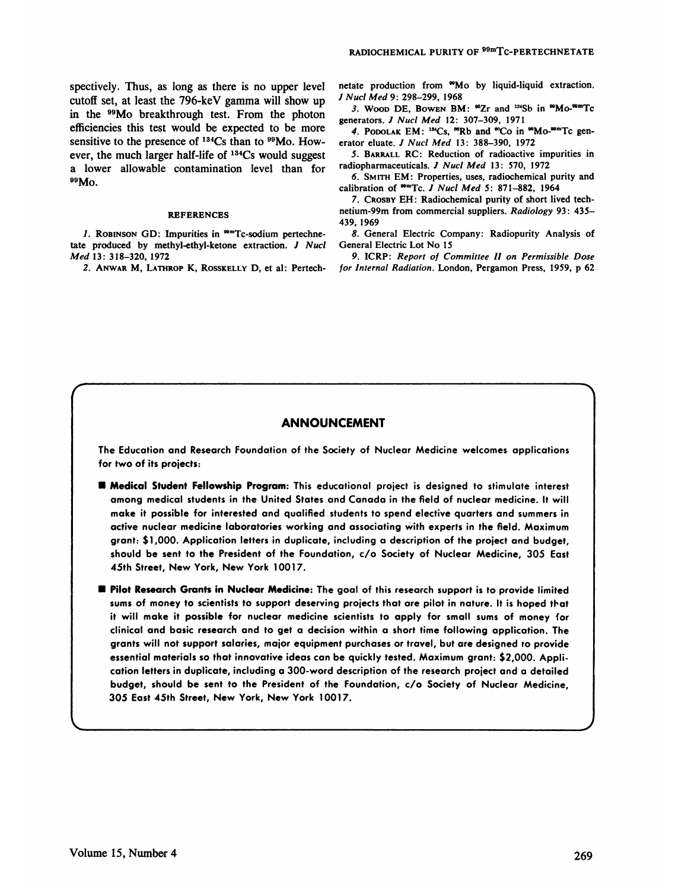spectively. Thus, as long as there is no upper level cutoff set, at least the 796-keV gamma will show up in the $^{99}Mo$ breakthrough test. From the photon efficiencies this test would be expected to be more sensitive to the presence of $^{134}Cs$ than to $^{99}Mo$. However, the much larger half-life of $^{134}Cs$ would suggest a lower allowable contamination level than for $^{99}Mo$.

#### REFERENCES

1. ROBINSON GD: Impurities in $^{99m}Tc$-sodium pertechnetate produced by methyl-ethyl-ketone extraction. *J Nucl Med* 13: 318–320, 1972
2. ANWAR M, LATHROP K, ROSSKELLY D, et al: Pertechnetate production from $^{99}Mo$ by liquid-liquid extraction. *J Nucl Med* 9: 298–299, 1968
3. WOOD DE, BOWEN BM: $^{95}Zr$ and $^{124}Sb$ in $^{99}Mo$-$^{99m}Tc$ generators. *J Nucl Med* 12: 307–309, 1971
4. PODOLAK EM: $^{134}Cs$, $^{86}Rb$ and $^{60}Co$ in $^{99}Mo$-$^{99m}Tc$ generator eluate. *J Nucl Med* 13: 388–390, 1972
5. BARRALL RC: Reduction of radioactive impurities in radiopharmaceuticals. *J Nucl Med* 13: 570, 1972
6. SMITH EM: Properties, uses, radiochemical purity and calibration of $^{99m}Tc$. *J Nucl Med* 5: 871–882, 1964
7. CROSBY EH: Radiochemical purity of short lived technetium-99m from commercial suppliers. *Radiology* 93: 435–439, 1969
8. General Electric Company: Radiopurity Analysis of General Electric Lot No 15
9. ICRP: *Report of Committee II on Permissible Dose for Internal Radiation.* London, Pergamon Press, 1959, p 62

## ANNOUNCEMENT

The Education and Research Foundation of the Society of Nuclear Medicine welcomes applications for two of its projects:

- **Medical Student Fellowship Program:** This educational project is designed to stimulate interest among medical students in the United States and Canada in the field of nuclear medicine. It will make it possible for interested and qualified students to spend elective quarters and summers in active nuclear medicine laboratories working and associating with experts in the field. Maximum grant: $1,000. Application letters in duplicate, including a description of the project and budget, should be sent to the President of the Foundation, c/o Society of Nuclear Medicine, 305 East 45th Street, New York, New York 10017.

- **Pilot Research Grants in Nuclear Medicine:** The goal of this research support is to provide limited sums of money to scientists to support deserving projects that are pilot in nature. It is hoped that it will make it possible for nuclear medicine scientists to apply for small sums of money for clinical and basic research and to get a decision within a short time following application. The grants will not support salaries, major equipment purchases or travel, but are designed to provide essential materials so that innovative ideas can be quickly tested. Maximum grant: $2,000. Application letters in duplicate, including a 300-word description of the research project and a detailed budget, should be sent to the President of the Foundation, c/o Society of Nuclear Medicine, 305 East 45th Street, New York, New York 10017.